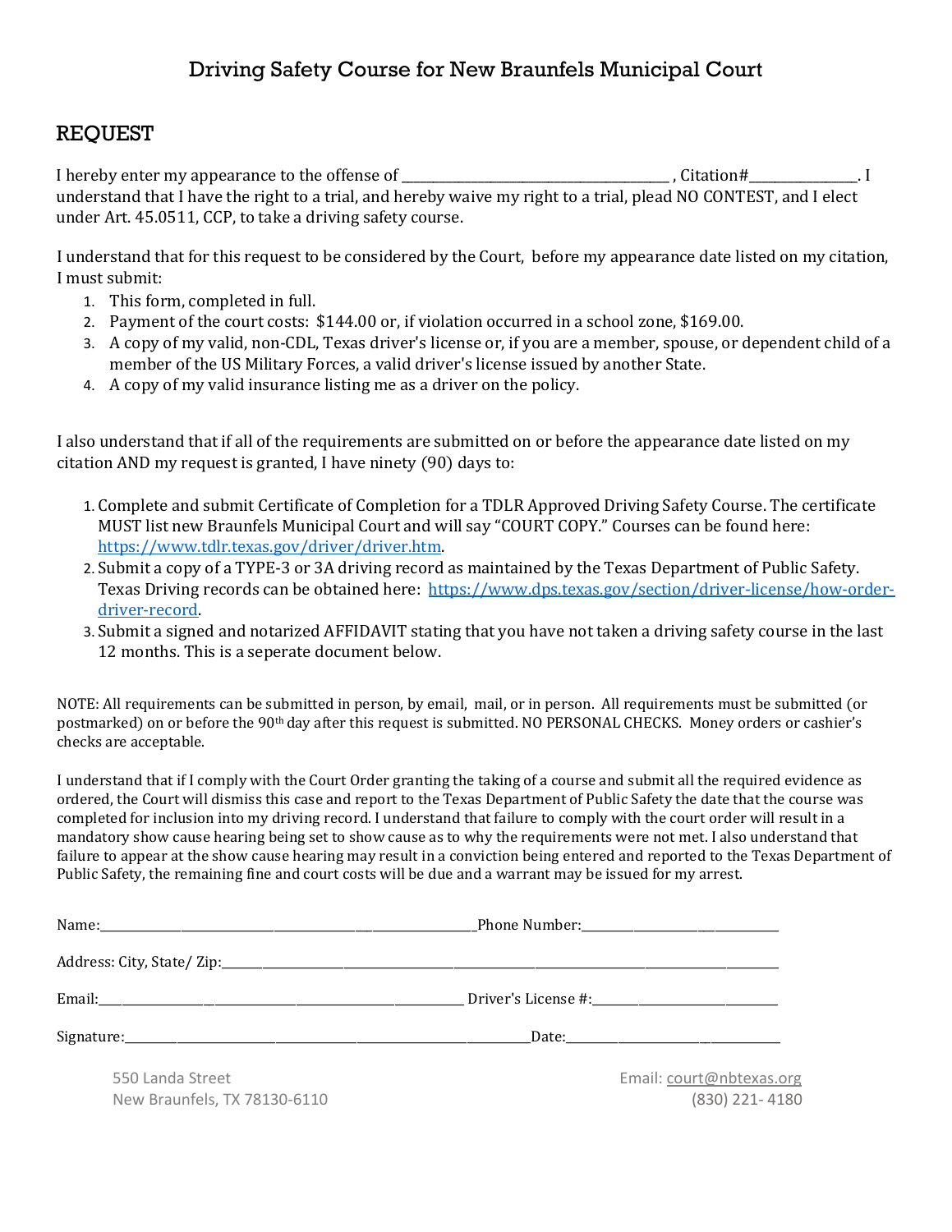# Driving Safety Course for New Braunfels Municipal Court

## REQUEST

I hereby enter my appearance to the offense of ______________________________________ , Citation#________________. I understand that I have the right to a trial, and hereby waive my right to a trial, plead NO CONTEST, and I elect under Art. 45.0511, CCP, to take a driving safety course.

I understand that for this request to be considered by the Court, before my appearance date listed on my citation, I must submit:

1. This form, completed in full.
2. Payment of the court costs: $144.00 or, if violation occurred in a school zone, $169.00.
3. A copy of my valid, non-CDL, Texas driver's license or, if you are a member, spouse, or dependent child of a member of the US Military Forces, a valid driver's license issued by another State.
4. A copy of my valid insurance listing me as a driver on the policy.

I also understand that if all of the requirements are submitted on or before the appearance date listed on my citation AND my request is granted, I have ninety (90) days to:

1. Complete and submit Certificate of Completion for a TDLR Approved Driving Safety Course. The certificate MUST list new Braunfels Municipal Court and will say "COURT COPY." Courses can be found here: https://www.tdlr.texas.gov/driver/driver.htm.
2. Submit a copy of a TYPE-3 or 3A driving record as maintained by the Texas Department of Public Safety. Texas Driving records can be obtained here: https://www.dps.texas.gov/section/driver-license/how-order-driver-record.
3. Submit a signed and notarized AFFIDAVIT stating that you have not taken a driving safety course in the last 12 months. This is a seperate document below.

NOTE: All requirements can be submitted in person, by email, mail, or in person. All requirements must be submitted (or postmarked) on or before the 90th day after this request is submitted. NO PERSONAL CHECKS. Money orders or cashier's checks are acceptable.

I understand that if I comply with the Court Order granting the taking of a course and submit all the required evidence as ordered, the Court will dismiss this case and report to the Texas Department of Public Safety the date that the course was completed for inclusion into my driving record. I understand that failure to comply with the court order will result in a mandatory show cause hearing being set to show cause as to why the requirements were not met. I also understand that failure to appear at the show cause hearing may result in a conviction being entered and reported to the Texas Department of Public Safety, the remaining fine and court costs will be due and a warrant may be issued for my arrest.

Name:_______________________________________________ Phone Number:____________________________

Address: City, State/ Zip:_____________________________________________________________________

Email:______________________________________________ Driver's License #:__________________________

Signature:___________________________________________ Date:_________________________________

550 Landa Street
New Braunfels, TX 78130-6110

Email: court@nbtexas.org
(830) 221- 4180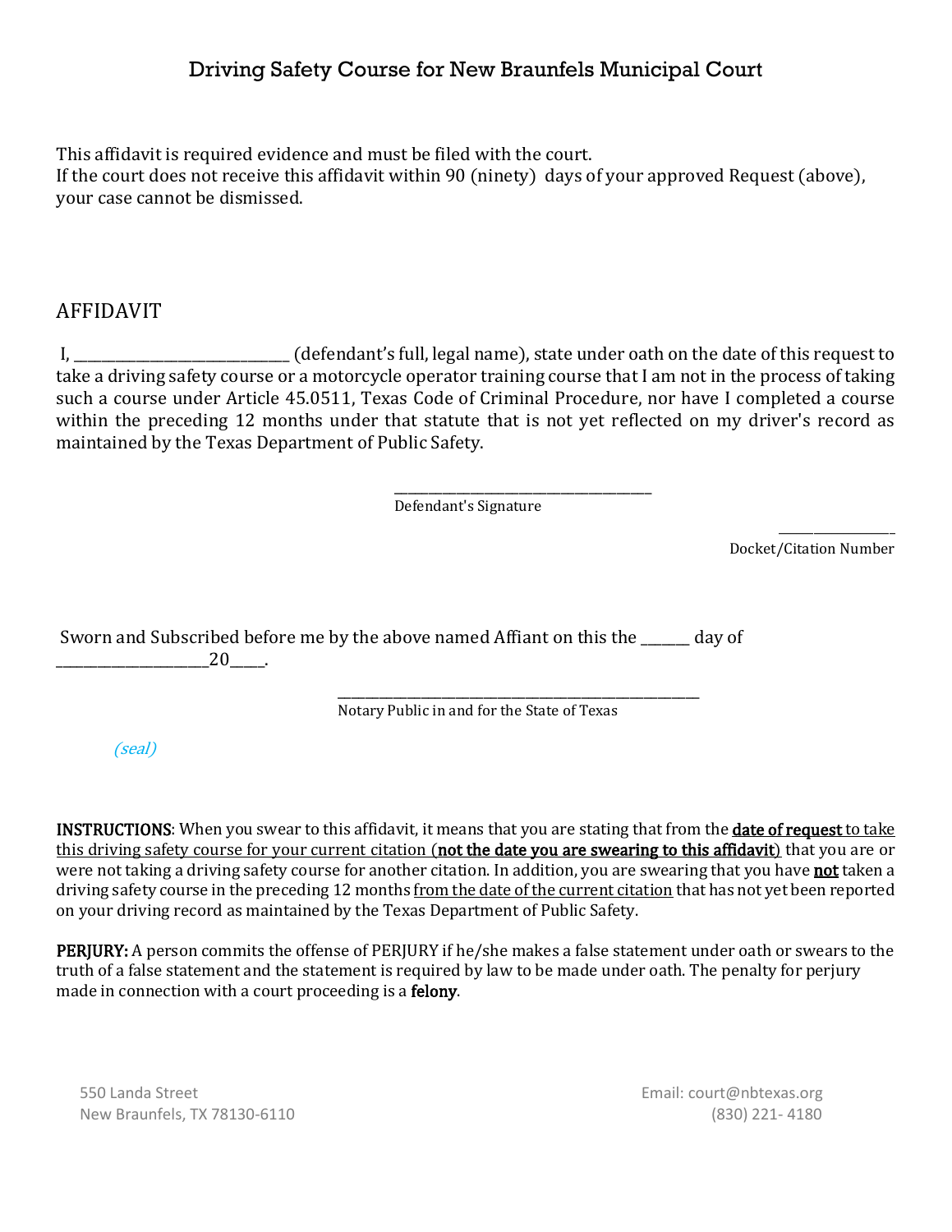# Driving Safety Course for New Braunfels Municipal Court

This affidavit is required evidence and must be filed with the court.
If the court does not receive this affidavit within 90 (ninety) days of your approved Request (above), your case cannot be dismissed.

## AFFIDAVIT

I, ______________________________ (defendant's full, legal name), state under oath on the date of this request to take a driving safety course or a motorcycle operator training course that I am not in the process of taking such a course under Article 45.0511, Texas Code of Criminal Procedure, nor have I completed a course within the preceding 12 months under that statute that is not yet reflected on my driver's record as maintained by the Texas Department of Public Safety.

____________________________________
Defendant's Signature

_________________
Docket/Citation Number

Sworn and Subscribed before me by the above named Affiant on this the _______ day of _____________________20____.

____________________________________________________
Notary Public in and for the State of Texas

*(seal)*

**INSTRUCTIONS**: When you swear to this affidavit, it means that you are stating that from the **date of request** to take this driving safety course for your current citation (**not the date you are swearing to this affidavit**) that you are or were not taking a driving safety course for another citation. In addition, you are swearing that you have **not** taken a driving safety course in the preceding 12 months from the date of the current citation that has not yet been reported on your driving record as maintained by the Texas Department of Public Safety.

**PERJURY:** A person commits the offense of PERJURY if he/she makes a false statement under oath or swears to the truth of a false statement and the statement is required by law to be made under oath. The penalty for perjury made in connection with a court proceeding is a **felony**.

550 Landa Street
New Braunfels, TX 78130-6110

Email: court@nbtexas.org
(830) 221- 4180